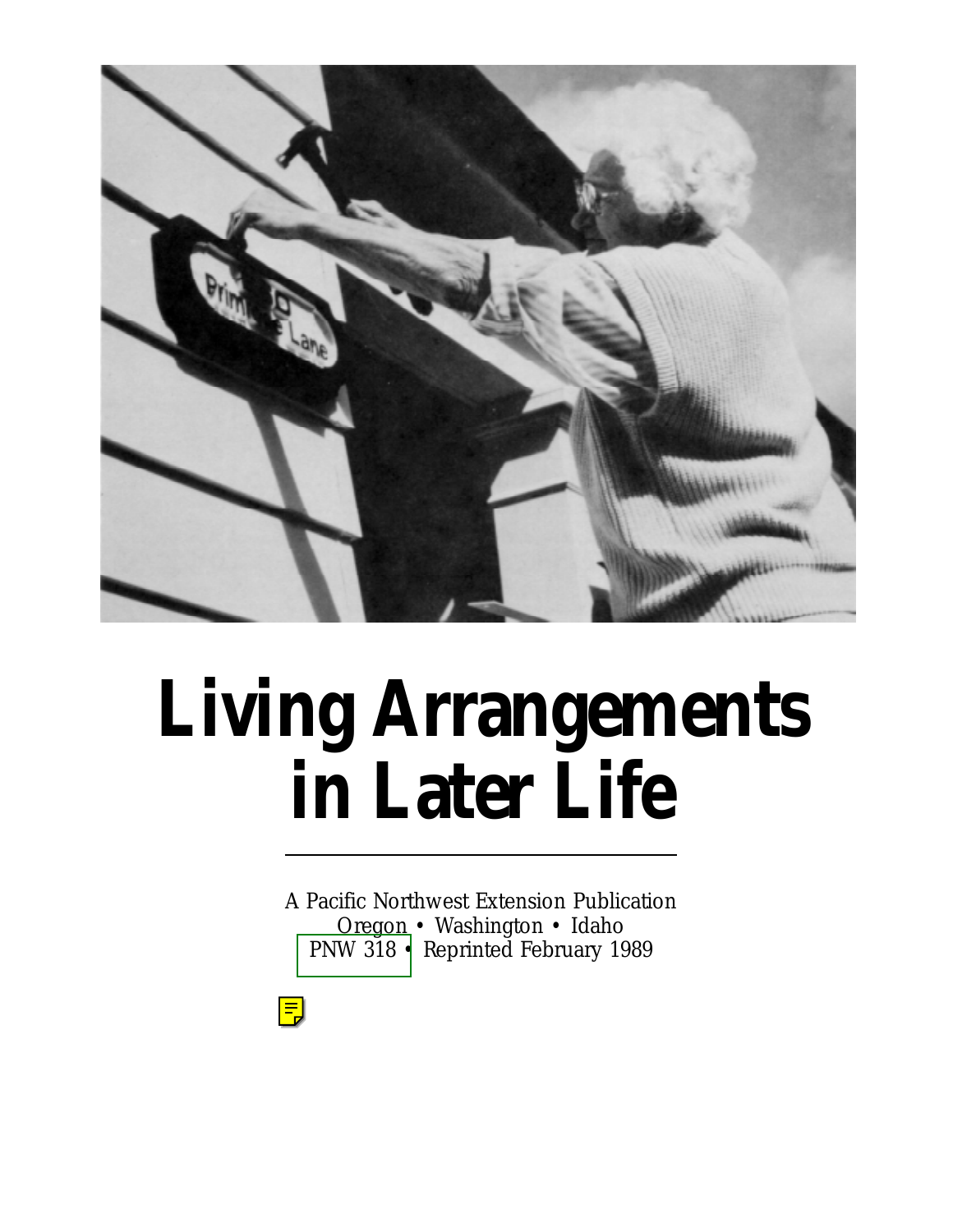# Living Arrangements in Later Life

A Pacific Northwest Extension Publication
Oregon • Washington • Idaho
PNW 318 • Reprinted February 1989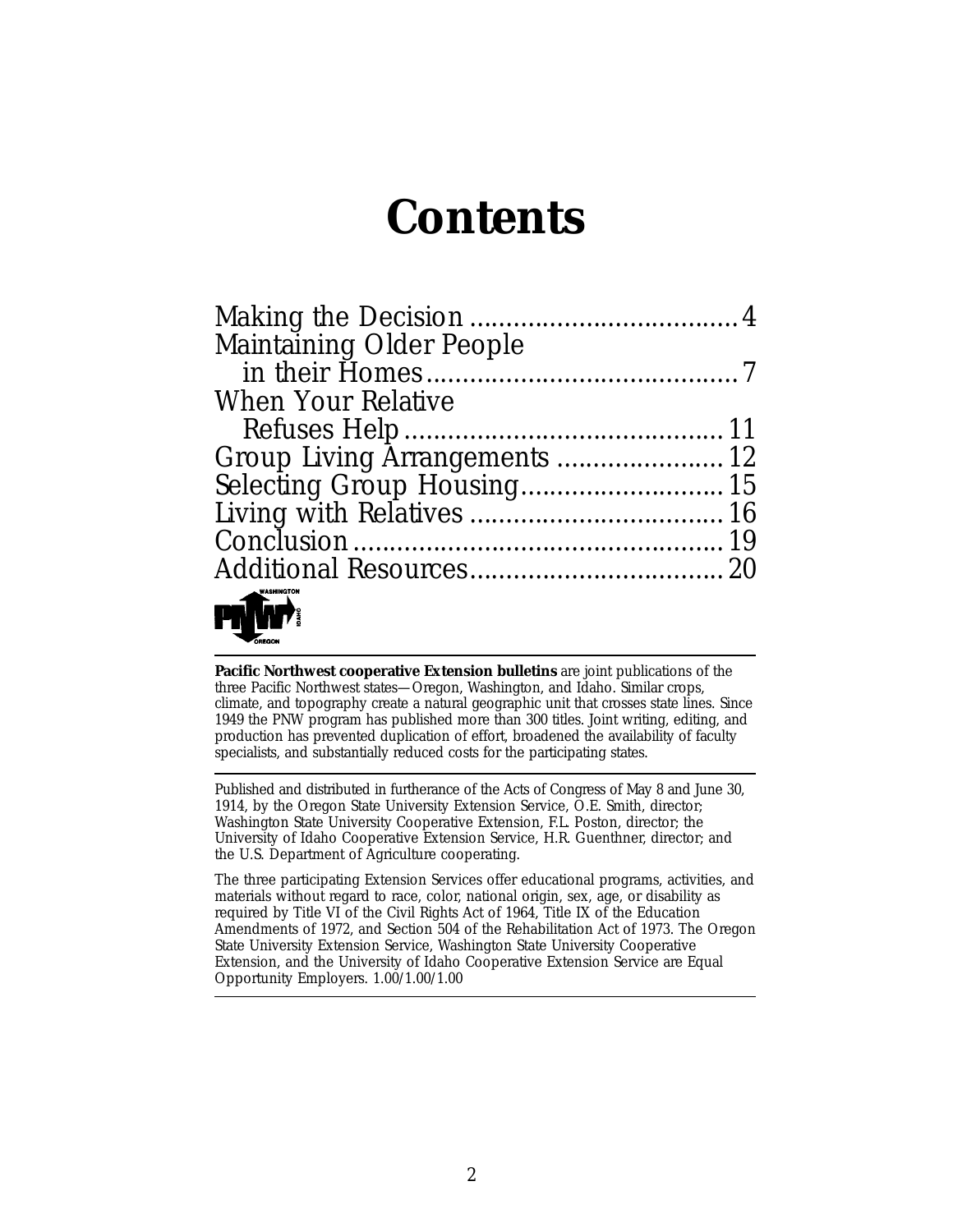# Contents

- Making the Decision .................................... 4
- Maintaining Older People in their Homes .......................................... 7
- When Your Relative Refuses Help ........................................... 11
- Group Living Arrangements ...................... 12
- Selecting Group Housing........................... 15
- Living with Relatives .................................. 16
- Conclusion .................................................. 19
- Additional Resources.................................. 20

**Pacific Northwest cooperative Extension bulletins** are joint publications of the three Pacific Northwest states—Oregon, Washington, and Idaho. Similar crops, climate, and topography create a natural geographic unit that crosses state lines. Since 1949 the PNW program has published more than 300 titles. Joint writing, editing, and production has prevented duplication of effort, broadened the availability of faculty specialists, and substantially reduced costs for the participating states.

Published and distributed in furtherance of the Acts of Congress of May 8 and June 30, 1914, by the Oregon State University Extension Service, O.E. Smith, director; Washington State University Cooperative Extension, F.L. Poston, director; the University of Idaho Cooperative Extension Service, H.R. Guenthner, director; and the U.S. Department of Agriculture cooperating.

The three participating Extension Services offer educational programs, activities, and materials without regard to race, color, national origin, sex, age, or disability as required by Title VI of the Civil Rights Act of 1964, Title IX of the Education Amendments of 1972, and Section 504 of the Rehabilitation Act of 1973. The Oregon State University Extension Service, Washington State University Cooperative Extension, and the University of Idaho Cooperative Extension Service are Equal Opportunity Employers. 1.00/1.00/1.00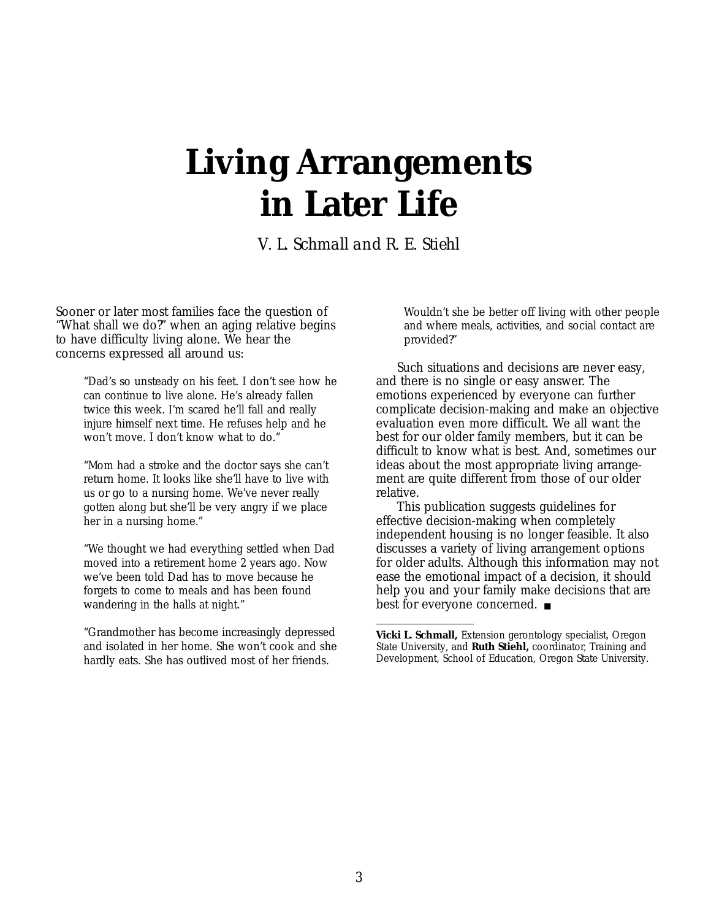# Living Arrangements in Later Life

*V. L. Schmall and R. E. Stiehl*

Sooner or later most families face the question of "What shall we do?" when an aging relative begins to have difficulty living alone. We hear the concerns expressed all around us:

> "Dad's so unsteady on his feet. I don't see how he can continue to live alone. He's already fallen twice this week. I'm scared he'll fall and really injure himself next time. He refuses help and he won't move. I don't know what to do."

> "Mom had a stroke and the doctor says she can't return home. It looks like she'll have to live with us or go to a nursing home. We've never really gotten along but she'll be very angry if we place her in a nursing home."

> "We thought we had everything settled when Dad moved into a retirement home 2 years ago. Now we've been told Dad has to move because he forgets to come to meals and has been found wandering in the halls at night."

> "Grandmother has become increasingly depressed and isolated in her home. She won't cook and she hardly eats. She has outlived most of her friends. Wouldn't she be better off living with other people and where meals, activities, and social contact are provided?"

Such situations and decisions are never easy, and there is no single or easy answer. The emotions experienced by everyone can further complicate decision-making and make an objective evaluation even more difficult. We all want the best for our older family members, but it can be difficult to know what is best. And, sometimes our ideas about the most appropriate living arrangement are quite different from those of our older relative.

This publication suggests guidelines for effective decision-making when completely independent housing is no longer feasible. It also discusses a variety of living arrangement options for older adults. Although this information may not ease the emotional impact of a decision, it should help you and your family make decisions that are best for everyone concerned. ■

---

**Vicki L. Schmall,** Extension gerontology specialist, Oregon State University, and **Ruth Stiehl,** coordinator, Training and Development, School of Education, Oregon State University.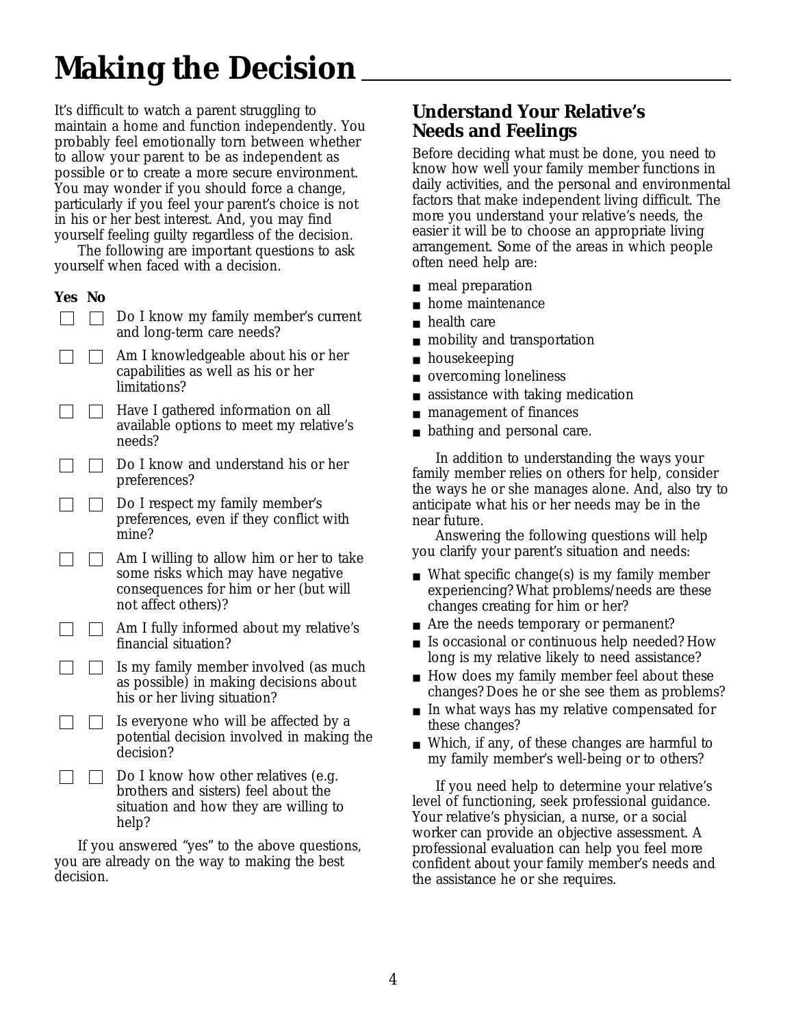# Making the Decision

It's difficult to watch a parent struggling to maintain a home and function independently. You probably feel emotionally torn between whether to allow your parent to be as independent as possible or to create a more secure environment. You may wonder if you should force a change, particularly if you feel your parent's choice is not in his or her best interest. And, you may find yourself feeling guilty regardless of the decision.

The following are important questions to ask yourself when faced with a decision.

| Yes | No | |
|---|---|---|
| ☐ | ☐ | Do I know my family member's current and long-term care needs? |
| ☐ | ☐ | Am I knowledgeable about his or her capabilities as well as his or her limitations? |
| ☐ | ☐ | Have I gathered information on all available options to meet my relative's needs? |
| ☐ | ☐ | Do I know and understand his or her preferences? |
| ☐ | ☐ | Do I respect my family member's preferences, even if they conflict with mine? |
| ☐ | ☐ | Am I willing to allow him or her to take some risks which may have negative consequences for him or her (but will not affect others)? |
| ☐ | ☐ | Am I fully informed about my relative's financial situation? |
| ☐ | ☐ | Is my family member involved (as much as possible) in making decisions about his or her living situation? |
| ☐ | ☐ | Is everyone who will be affected by a potential decision involved in making the decision? |
| ☐ | ☐ | Do I know how other relatives (e.g. brothers and sisters) feel about the situation and how they are willing to help? |

If you answered "yes" to the above questions, you are already on the way to making the best decision.

## Understand Your Relative's Needs and Feelings

Before deciding what must be done, you need to know how well your family member functions in daily activities, and the personal and environmental factors that make independent living difficult. The more you understand your relative's needs, the easier it will be to choose an appropriate living arrangement. Some of the areas in which people often need help are:

- meal preparation
- home maintenance
- health care
- mobility and transportation
- housekeeping
- overcoming loneliness
- assistance with taking medication
- management of finances
- bathing and personal care.

In addition to understanding the ways your family member relies on others for help, consider the ways he or she manages alone. And, also try to anticipate what his or her needs may be in the near future.

Answering the following questions will help you clarify your parent's situation and needs:

- What specific change(s) is my family member experiencing? What problems/needs are these changes creating for him or her?
- Are the needs temporary or permanent?
- Is occasional or continuous help needed? How long is my relative likely to need assistance?
- How does my family member feel about these changes? Does he or she see them as problems?
- In what ways has my relative compensated for these changes?
- Which, if any, of these changes are harmful to my family member's well-being or to others?

If you need help to determine your relative's level of functioning, seek professional guidance. Your relative's physician, a nurse, or a social worker can provide an objective assessment. A professional evaluation can help you feel more confident about your family member's needs and the assistance he or she requires.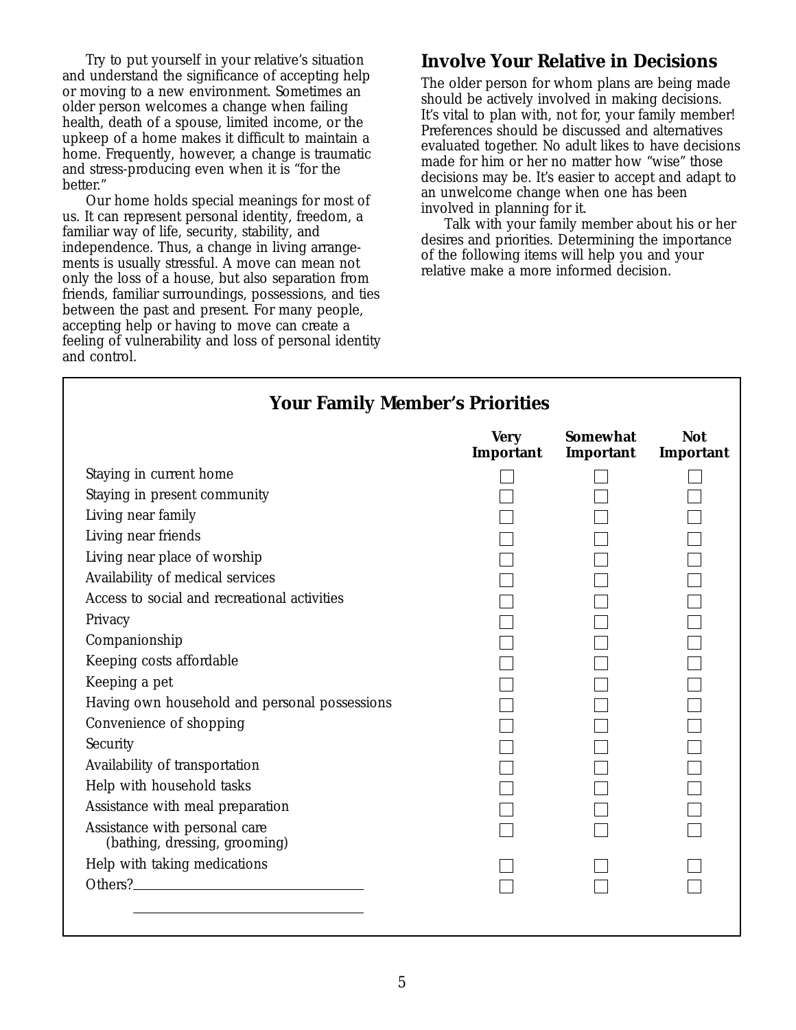Try to put yourself in your relative's situation and understand the significance of accepting help or moving to a new environment. Sometimes an older person welcomes a change when failing health, death of a spouse, limited income, or the upkeep of a home makes it difficult to maintain a home. Frequently, however, a change is traumatic and stress-producing even when it is "for the better."

Our home holds special meanings for most of us. It can represent personal identity, freedom, a familiar way of life, security, stability, and independence. Thus, a change in living arrangements is usually stressful. A move can mean not only the loss of a house, but also separation from friends, familiar surroundings, possessions, and ties between the past and present. For many people, accepting help or having to move can create a feeling of vulnerability and loss of personal identity and control.

## Involve Your Relative in Decisions

The older person for whom plans are being made should be actively involved in making decisions. It's vital to plan with, not for, your family member! Preferences should be discussed and alternatives evaluated together. No adult likes to have decisions made for him or her no matter how "wise" those decisions may be. It's easier to accept and adapt to an unwelcome change when one has been involved in planning for it.

Talk with your family member about his or her desires and priorities. Determining the importance of the following items will help you and your relative make a more informed decision.

### Your Family Member's Priorities

| | Very Important | Somewhat Important | Not Important |
|---|---|---|---|
| Staying in current home | ☐ | ☐ | ☐ |
| Staying in present community | ☐ | ☐ | ☐ |
| Living near family | ☐ | ☐ | ☐ |
| Living near friends | ☐ | ☐ | ☐ |
| Living near place of worship | ☐ | ☐ | ☐ |
| Availability of medical services | ☐ | ☐ | ☐ |
| Access to social and recreational activities | ☐ | ☐ | ☐ |
| Privacy | ☐ | ☐ | ☐ |
| Companionship | ☐ | ☐ | ☐ |
| Keeping costs affordable | ☐ | ☐ | ☐ |
| Keeping a pet | ☐ | ☐ | ☐ |
| Having own household and personal possessions | ☐ | ☐ | ☐ |
| Convenience of shopping | ☐ | ☐ | ☐ |
| Security | ☐ | ☐ | ☐ |
| Availability of transportation | ☐ | ☐ | ☐ |
| Help with household tasks | ☐ | ☐ | ☐ |
| Assistance with meal preparation | ☐ | ☐ | ☐ |
| Assistance with personal care (bathing, dressing, grooming) | ☐ | ☐ | ☐ |
| Help with taking medications | ☐ | ☐ | ☐ |
| Others? ______________________ | ☐ | ☐ | ☐ |
| ______________________ | | | |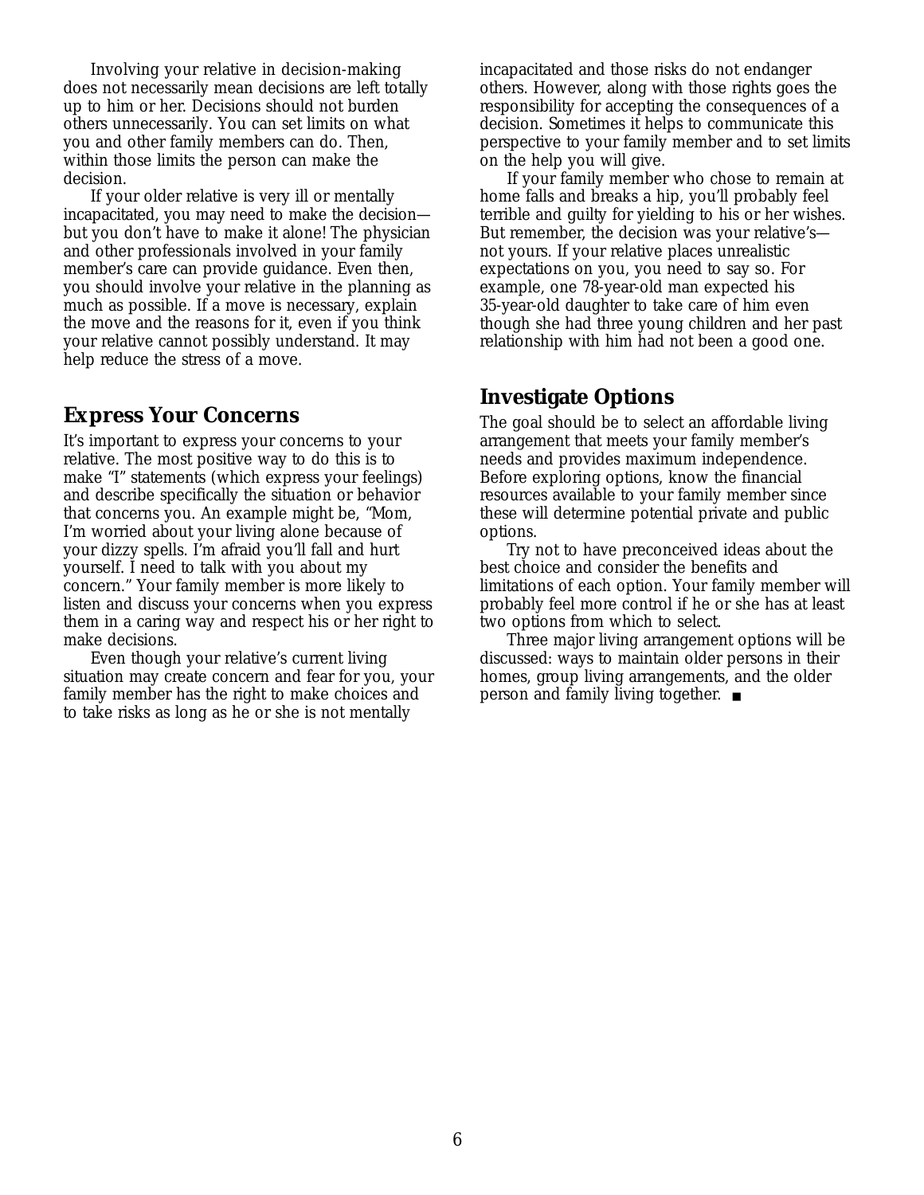Involving your relative in decision-making does not necessarily mean decisions are left totally up to him or her. Decisions should not burden others unnecessarily. You can set limits on what you and other family members can do. Then, within those limits the person can make the decision.

If your older relative is very ill or mentally incapacitated, you may need to make the decision—but you don't have to make it alone! The physician and other professionals involved in your family member's care can provide guidance. Even then, you should involve your relative in the planning as much as possible. If a move is necessary, explain the move and the reasons for it, even if you think your relative cannot possibly understand. It may help reduce the stress of a move.

## Express Your Concerns

It's important to express your concerns to your relative. The most positive way to do this is to make "I" statements (which express your feelings) and describe specifically the situation or behavior that concerns you. An example might be, "Mom, I'm worried about your living alone because of your dizzy spells. I'm afraid you'll fall and hurt yourself. I need to talk with you about my concern." Your family member is more likely to listen and discuss your concerns when you express them in a caring way and respect his or her right to make decisions.

Even though your relative's current living situation may create concern and fear for you, your family member has the right to make choices and to take risks as long as he or she is not mentally incapacitated and those risks do not endanger others. However, along with those rights goes the responsibility for accepting the consequences of a decision. Sometimes it helps to communicate this perspective to your family member and to set limits on the help you will give.

If your family member who chose to remain at home falls and breaks a hip, you'll probably feel terrible and guilty for yielding to his or her wishes. But remember, the decision was your relative's—not yours. If your relative places unrealistic expectations on you, you need to say so. For example, one 78-year-old man expected his 35-year-old daughter to take care of him even though she had three young children and her past relationship with him had not been a good one.

## Investigate Options

The goal should be to select an affordable living arrangement that meets your family member's needs and provides maximum independence. Before exploring options, know the financial resources available to your family member since these will determine potential private and public options.

Try not to have preconceived ideas about the best choice and consider the benefits and limitations of each option. Your family member will probably feel more control if he or she has at least two options from which to select.

Three major living arrangement options will be discussed: ways to maintain older persons in their homes, group living arrangements, and the older person and family living together. ■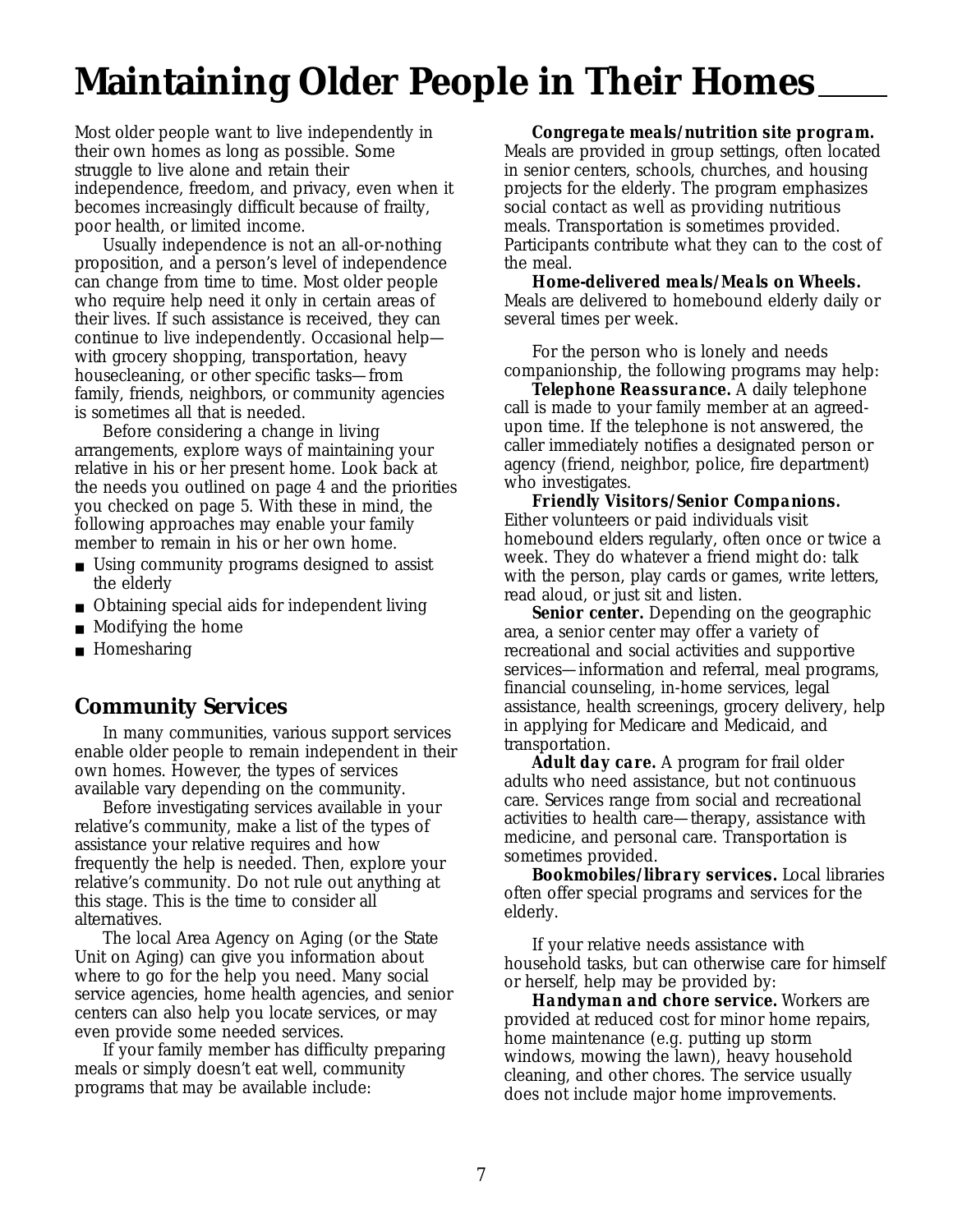# Maintaining Older People in Their Homes

Most older people want to live independently in their own homes as long as possible. Some struggle to live alone and retain their independence, freedom, and privacy, even when it becomes increasingly difficult because of frailty, poor health, or limited income.

Usually independence is not an all-or-nothing proposition, and a person's level of independence can change from time to time. Most older people who require help need it only in certain areas of their lives. If such assistance is received, they can continue to live independently. Occasional help—with grocery shopping, transportation, heavy housecleaning, or other specific tasks—from family, friends, neighbors, or community agencies is sometimes all that is needed.

Before considering a change in living arrangements, explore ways of maintaining your relative in his or her present home. Look back at the needs you outlined on page 4 and the priorities you checked on page 5. With these in mind, the following approaches may enable your family member to remain in his or her own home.

- Using community programs designed to assist the elderly
- Obtaining special aids for independent living
- Modifying the home
- Homesharing

## Community Services

In many communities, various support services enable older people to remain independent in their own homes. However, the types of services available vary depending on the community.

Before investigating services available in your relative's community, make a list of the types of assistance your relative requires and how frequently the help is needed. Then, explore your relative's community. Do not rule out anything at this stage. This is the time to consider all alternatives.

The local Area Agency on Aging (or the State Unit on Aging) can give you information about where to go for the help you need. Many social service agencies, home health agencies, and senior centers can also help you locate services, or may even provide some needed services.

If your family member has difficulty preparing meals or simply doesn't eat well, community programs that may be available include:

**Congregate meals/nutrition site program.** Meals are provided in group settings, often located in senior centers, schools, churches, and housing projects for the elderly. The program emphasizes social contact as well as providing nutritious meals. Transportation is sometimes provided. Participants contribute what they can to the cost of the meal.

**Home-delivered meals/Meals on Wheels.** Meals are delivered to homebound elderly daily or several times per week.

For the person who is lonely and needs companionship, the following programs may help:

**Telephone Reassurance.** A daily telephone call is made to your family member at an agreed-upon time. If the telephone is not answered, the caller immediately notifies a designated person or agency (friend, neighbor, police, fire department) who investigates.

**Friendly Visitors/Senior Companions.** Either volunteers or paid individuals visit homebound elders regularly, often once or twice a week. They do whatever a friend might do: talk with the person, play cards or games, write letters, read aloud, or just sit and listen.

**Senior center.** Depending on the geographic area, a senior center may offer a variety of recreational and social activities and supportive services—information and referral, meal programs, financial counseling, in-home services, legal assistance, health screenings, grocery delivery, help in applying for Medicare and Medicaid, and transportation.

**Adult day care.** A program for frail older adults who need assistance, but not continuous care. Services range from social and recreational activities to health care—therapy, assistance with medicine, and personal care. Transportation is sometimes provided.

**Bookmobiles/library services.** Local libraries often offer special programs and services for the elderly.

If your relative needs assistance with household tasks, but can otherwise care for himself or herself, help may be provided by:

**Handyman and chore service.** Workers are provided at reduced cost for minor home repairs, home maintenance (e.g. putting up storm windows, mowing the lawn), heavy household cleaning, and other chores. The service usually does not include major home improvements.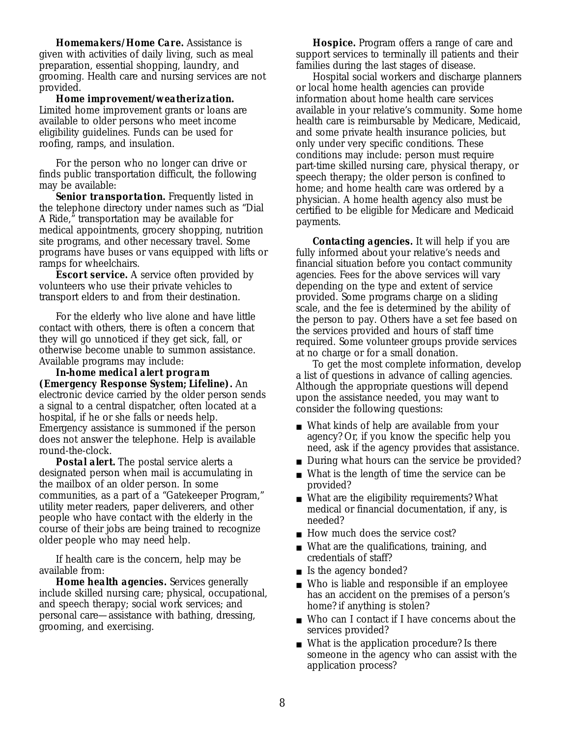**Homemakers/Home Care.** Assistance is given with activities of daily living, such as meal preparation, essential shopping, laundry, and grooming. Health care and nursing services are not provided.

**Home improvement/weatherization.** Limited home improvement grants or loans are available to older persons who meet income eligibility guidelines. Funds can be used for roofing, ramps, and insulation.

For the person who no longer can drive or finds public transportation difficult, the following may be available:

**Senior transportation.** Frequently listed in the telephone directory under names such as "Dial A Ride," transportation may be available for medical appointments, grocery shopping, nutrition site programs, and other necessary travel. Some programs have buses or vans equipped with lifts or ramps for wheelchairs.

**Escort service.** A service often provided by volunteers who use their private vehicles to transport elders to and from their destination.

For the elderly who live alone and have little contact with others, there is often a concern that they will go unnoticed if they get sick, fall, or otherwise become unable to summon assistance. Available programs may include:

**In-home medical alert program (Emergency Response System; Lifeline).** An electronic device carried by the older person sends a signal to a central dispatcher, often located at a hospital, if he or she falls or needs help. Emergency assistance is summoned if the person does not answer the telephone. Help is available round-the-clock.

**Postal alert.** The postal service alerts a designated person when mail is accumulating in the mailbox of an older person. In some communities, as a part of a "Gatekeeper Program," utility meter readers, paper deliverers, and other people who have contact with the elderly in the course of their jobs are being trained to recognize older people who may need help.

If health care is the concern, help may be available from:

**Home health agencies.** Services generally include skilled nursing care; physical, occupational, and speech therapy; social work services; and personal care—assistance with bathing, dressing, grooming, and exercising.

**Hospice.** Program offers a range of care and support services to terminally ill patients and their families during the last stages of disease.

Hospital social workers and discharge planners or local home health agencies can provide information about home health care services available in your relative's community. Some home health care is reimbursable by Medicare, Medicaid, and some private health insurance policies, but only under very specific conditions. These conditions may include: person must require part-time skilled nursing care, physical therapy, or speech therapy; the older person is confined to home; and home health care was ordered by a physician. A home health agency also must be certified to be eligible for Medicare and Medicaid payments.

**Contacting agencies.** It will help if you are fully informed about your relative's needs and financial situation before you contact community agencies. Fees for the above services will vary depending on the type and extent of service provided. Some programs charge on a sliding scale, and the fee is determined by the ability of the person to pay. Others have a set fee based on the services provided and hours of staff time required. Some volunteer groups provide services at no charge or for a small donation.

To get the most complete information, develop a list of questions in advance of calling agencies. Although the appropriate questions will depend upon the assistance needed, you may want to consider the following questions:

- What kinds of help are available from your agency? Or, if you know the specific help you need, ask if the agency provides that assistance.
- During what hours can the service be provided?
- What is the length of time the service can be provided?
- What are the eligibility requirements? What medical or financial documentation, if any, is needed?
- How much does the service cost?
- What are the qualifications, training, and credentials of staff?
- Is the agency bonded?
- Who is liable and responsible if an employee has an accident on the premises of a person's home? if anything is stolen?
- Who can I contact if I have concerns about the services provided?
- What is the application procedure? Is there someone in the agency who can assist with the application process?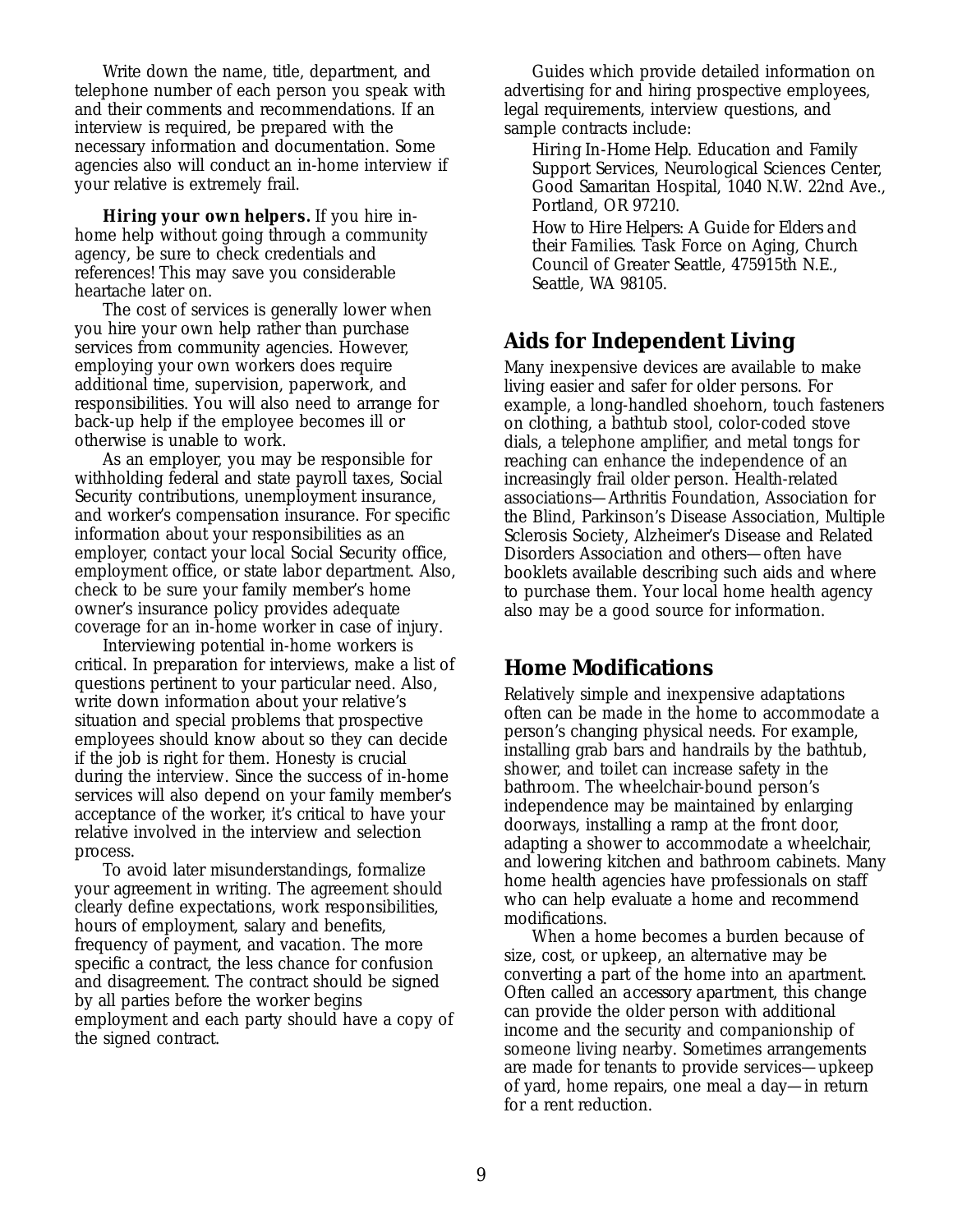Write down the name, title, department, and telephone number of each person you speak with and their comments and recommendations. If an interview is required, be prepared with the necessary information and documentation. Some agencies also will conduct an in-home interview if your relative is extremely frail.

**Hiring your own helpers.** If you hire in-home help without going through a community agency, be sure to check credentials and references! This may save you considerable heartache later on.

The cost of services is generally lower when you hire your own help rather than purchase services from community agencies. However, employing your own workers does require additional time, supervision, paperwork, and responsibilities. You will also need to arrange for back-up help if the employee becomes ill or otherwise is unable to work.

As an employer, you may be responsible for withholding federal and state payroll taxes, Social Security contributions, unemployment insurance, and worker's compensation insurance. For specific information about your responsibilities as an employer, contact your local Social Security office, employment office, or state labor department. Also, check to be sure your family member's home owner's insurance policy provides adequate coverage for an in-home worker in case of injury.

Interviewing potential in-home workers is critical. In preparation for interviews, make a list of questions pertinent to your particular need. Also, write down information about your relative's situation and special problems that prospective employees should know about so they can decide if the job is right for them. Honesty is crucial during the interview. Since the success of in-home services will also depend on your family member's acceptance of the worker, it's critical to have your relative involved in the interview and selection process.

To avoid later misunderstandings, formalize your agreement in writing. The agreement should clearly define expectations, work responsibilities, hours of employment, salary and benefits, frequency of payment, and vacation. The more specific a contract, the less chance for confusion and disagreement. The contract should be signed by all parties before the worker begins employment and each party should have a copy of the signed contract.

Guides which provide detailed information on advertising for and hiring prospective employees, legal requirements, interview questions, and sample contracts include:

*Hiring In-Home Help.* Education and Family Support Services, Neurological Sciences Center, Good Samaritan Hospital, 1040 N.W. 22nd Ave., Portland, OR 97210.

*How to Hire Helpers: A Guide for Elders and their Families.* Task Force on Aging, Church Council of Greater Seattle, 475915th N.E., Seattle, WA 98105.

## Aids for Independent Living

Many inexpensive devices are available to make living easier and safer for older persons. For example, a long-handled shoehorn, touch fasteners on clothing, a bathtub stool, color-coded stove dials, a telephone amplifier, and metal tongs for reaching can enhance the independence of an increasingly frail older person. Health-related associations—Arthritis Foundation, Association for the Blind, Parkinson's Disease Association, Multiple Sclerosis Society, Alzheimer's Disease and Related Disorders Association and others—often have booklets available describing such aids and where to purchase them. Your local home health agency also may be a good source for information.

## Home Modifications

Relatively simple and inexpensive adaptations often can be made in the home to accommodate a person's changing physical needs. For example, installing grab bars and handrails by the bathtub, shower, and toilet can increase safety in the bathroom. The wheelchair-bound person's independence may be maintained by enlarging doorways, installing a ramp at the front door, adapting a shower to accommodate a wheelchair, and lowering kitchen and bathroom cabinets. Many home health agencies have professionals on staff who can help evaluate a home and recommend modifications.

When a home becomes a burden because of size, cost, or upkeep, an alternative may be converting a part of the home into an apartment. Often called an *accessory apartment*, this change can provide the older person with additional income and the security and companionship of someone living nearby. Sometimes arrangements are made for tenants to provide services—upkeep of yard, home repairs, one meal a day—in return for a rent reduction.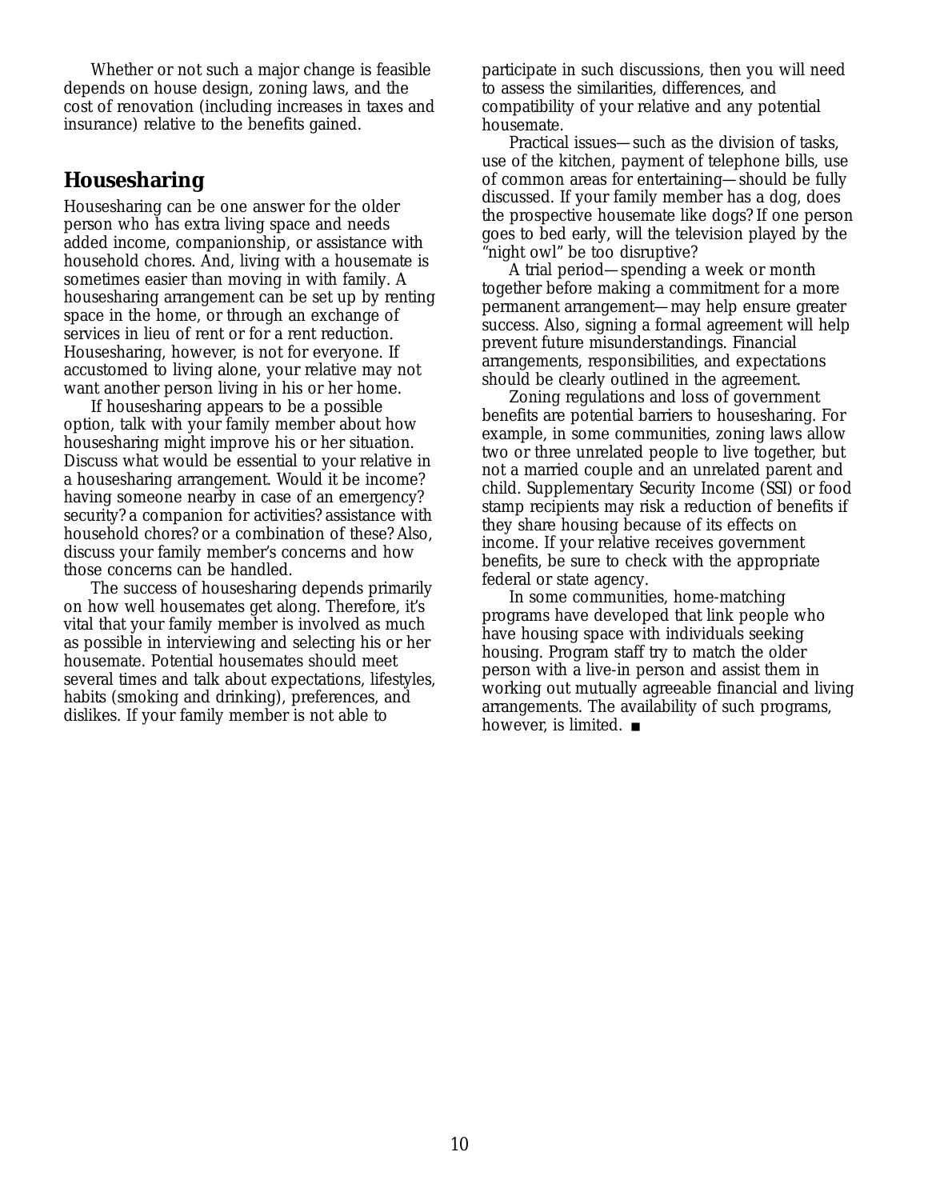Whether or not such a major change is feasible depends on house design, zoning laws, and the cost of renovation (including increases in taxes and insurance) relative to the benefits gained.

## Housesharing

Housesharing can be one answer for the older person who has extra living space and needs added income, companionship, or assistance with household chores. And, living with a housemate is sometimes easier than moving in with family. A housesharing arrangement can be set up by renting space in the home, or through an exchange of services in lieu of rent or for a rent reduction. Housesharing, however, is not for everyone. If accustomed to living alone, your relative may not want another person living in his or her home.

If housesharing appears to be a possible option, talk with your family member about how housesharing might improve his or her situation. Discuss what would be essential to your relative in a housesharing arrangement. Would it be income? having someone nearby in case of an emergency? security? a companion for activities? assistance with household chores? or a combination of these? Also, discuss your family member's concerns and how those concerns can be handled.

The success of housesharing depends primarily on how well housemates get along. Therefore, it's vital that your family member is involved as much as possible in interviewing and selecting his or her housemate. Potential housemates should meet several times and talk about expectations, lifestyles, habits (smoking and drinking), preferences, and dislikes. If your family member is not able to participate in such discussions, then you will need to assess the similarities, differences, and compatibility of your relative and any potential housemate.

Practical issues—such as the division of tasks, use of the kitchen, payment of telephone bills, use of common areas for entertaining—should be fully discussed. If your family member has a dog, does the prospective housemate like dogs? If one person goes to bed early, will the television played by the "night owl" be too disruptive?

A trial period—spending a week or month together before making a commitment for a more permanent arrangement—may help ensure greater success. Also, signing a formal agreement will help prevent future misunderstandings. Financial arrangements, responsibilities, and expectations should be clearly outlined in the agreement.

Zoning regulations and loss of government benefits are potential barriers to housesharing. For example, in some communities, zoning laws allow two or three unrelated people to live together, but not a married couple and an unrelated parent and child. Supplementary Security Income (SSI) or food stamp recipients may risk a reduction of benefits if they share housing because of its effects on income. If your relative receives government benefits, be sure to check with the appropriate federal or state agency.

In some communities, home-matching programs have developed that link people who have housing space with individuals seeking housing. Program staff try to match the older person with a live-in person and assist them in working out mutually agreeable financial and living arrangements. The availability of such programs, however, is limited. ■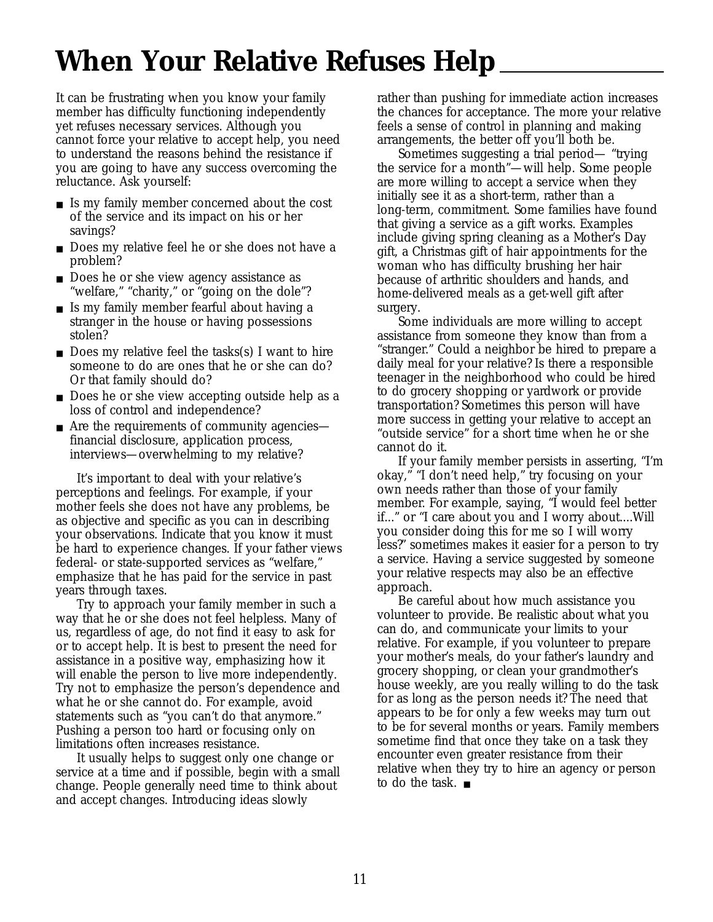# When Your Relative Refuses Help

It can be frustrating when you know your family member has difficulty functioning independently yet refuses necessary services. Although you cannot force your relative to accept help, you need to understand the reasons behind the resistance if you are going to have any success overcoming the reluctance. Ask yourself:

- Is my family member concerned about the cost of the service and its impact on his or her savings?
- Does my relative feel he or she does not have a problem?
- Does he or she view agency assistance as "welfare," "charity," or "going on the dole"?
- Is my family member fearful about having a stranger in the house or having possessions stolen?
- Does my relative feel the tasks(s) I want to hire someone to do are ones that he or she can do? Or that family should do?
- Does he or she view accepting outside help as a loss of control and independence?
- Are the requirements of community agencies—financial disclosure, application process, interviews—overwhelming to my relative?

It's important to deal with your relative's perceptions and feelings. For example, if your mother feels she does not have any problems, be as objective and specific as you can in describing your observations. Indicate that you know it must be hard to experience changes. If your father views federal- or state-supported services as "welfare," emphasize that he has paid for the service in past years through taxes.

Try to approach your family member in such a way that he or she does not feel helpless. Many of us, regardless of age, do not find it easy to ask for or to accept help. It is best to present the need for assistance in a positive way, emphasizing how it will enable the person to live more independently. Try not to emphasize the person's dependence and what he or she cannot do. For example, avoid statements such as "you can't do that anymore." Pushing a person too hard or focusing only on limitations often increases resistance.

It usually helps to suggest only one change or service at a time and if possible, begin with a small change. People generally need time to think about and accept changes. Introducing ideas slowly rather than pushing for immediate action increases the chances for acceptance. The more your relative feels a sense of control in planning and making arrangements, the better off you'll both be.

Sometimes suggesting a trial period— "trying the service for a month"—will help. Some people are more willing to accept a service when they initially see it as a short-term, rather than a long-term, commitment. Some families have found that giving a service as a gift works. Examples include giving spring cleaning as a Mother's Day gift, a Christmas gift of hair appointments for the woman who has difficulty brushing her hair because of arthritic shoulders and hands, and home-delivered meals as a get-well gift after surgery.

Some individuals are more willing to accept assistance from someone they know than from a "stranger." Could a neighbor be hired to prepare a daily meal for your relative? Is there a responsible teenager in the neighborhood who could be hired to do grocery shopping or yardwork or provide transportation? Sometimes this person will have more success in getting your relative to accept an "outside service" for a short time when he or she cannot do it.

If your family member persists in asserting, "I'm okay," "I don't need help," try focusing on your own needs rather than those of your family member. For example, saying, "I would feel better if..." or "I care about you and I worry about....Will you consider doing this for me so I will worry less?" sometimes makes it easier for a person to try a service. Having a service suggested by someone your relative respects may also be an effective approach.

Be careful about how much assistance you volunteer to provide. Be realistic about what you can do, and communicate your limits to your relative. For example, if you volunteer to prepare your mother's meals, do your father's laundry and grocery shopping, or clean your grandmother's house weekly, are you really willing to do the task for as long as the person needs it? The need that appears to be for only a few weeks may turn out to be for several months or years. Family members sometime find that once they take on a task they encounter even greater resistance from their relative when they try to hire an agency or person to do the task. ■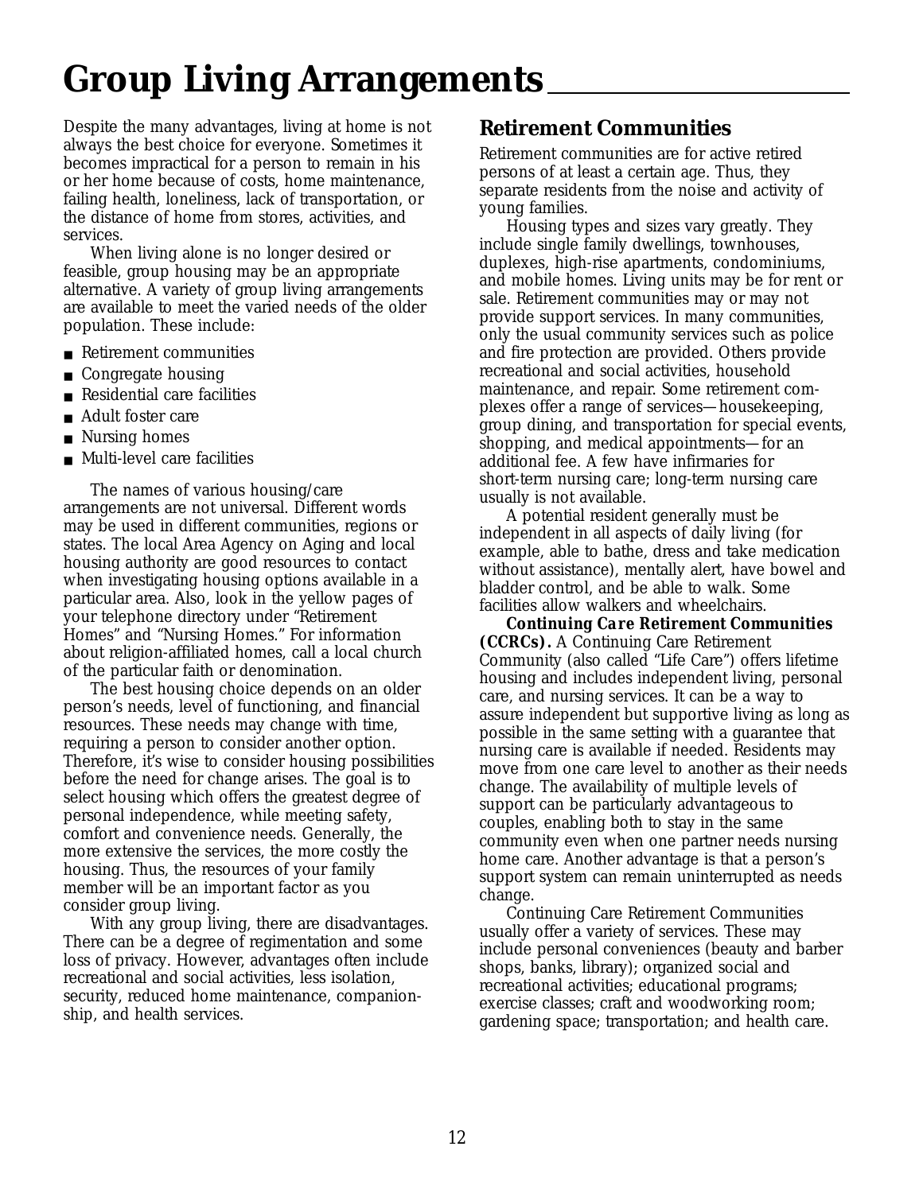# Group Living Arrangements

Despite the many advantages, living at home is not always the best choice for everyone. Sometimes it becomes impractical for a person to remain in his or her home because of costs, home maintenance, failing health, loneliness, lack of transportation, or the distance of home from stores, activities, and services.

When living alone is no longer desired or feasible, group housing may be an appropriate alternative. A variety of group living arrangements are available to meet the varied needs of the older population. These include:

- Retirement communities
- Congregate housing
- Residential care facilities
- Adult foster care
- Nursing homes
- Multi-level care facilities

The names of various housing/care arrangements are not universal. Different words may be used in different communities, regions or states. The local Area Agency on Aging and local housing authority are good resources to contact when investigating housing options available in a particular area. Also, look in the yellow pages of your telephone directory under "Retirement Homes" and "Nursing Homes." For information about religion-affiliated homes, call a local church of the particular faith or denomination.

The best housing choice depends on an older person's needs, level of functioning, and financial resources. These needs may change with time, requiring a person to consider another option. Therefore, it's wise to consider housing possibilities before the need for change arises. The goal is to select housing which offers the greatest degree of personal independence, while meeting safety, comfort and convenience needs. Generally, the more extensive the services, the more costly the housing. Thus, the resources of your family member will be an important factor as you consider group living.

With any group living, there are disadvantages. There can be a degree of regimentation and some loss of privacy. However, advantages often include recreational and social activities, less isolation, security, reduced home maintenance, companionship, and health services.

## Retirement Communities

Retirement communities are for active retired persons of at least a certain age. Thus, they separate residents from the noise and activity of young families.

Housing types and sizes vary greatly. They include single family dwellings, townhouses, duplexes, high-rise apartments, condominiums, and mobile homes. Living units may be for rent or sale. Retirement communities may or may not provide support services. In many communities, only the usual community services such as police and fire protection are provided. Others provide recreational and social activities, household maintenance, and repair. Some retirement complexes offer a range of services—housekeeping, group dining, and transportation for special events, shopping, and medical appointments—for an additional fee. A few have infirmaries for short-term nursing care; long-term nursing care usually is not available.

A potential resident generally must be independent in all aspects of daily living (for example, able to bathe, dress and take medication without assistance), mentally alert, have bowel and bladder control, and be able to walk. Some facilities allow walkers and wheelchairs.

***Continuing Care Retirement Communities (CCRCs).*** A Continuing Care Retirement Community (also called "Life Care") offers lifetime housing and includes independent living, personal care, and nursing services. It can be a way to assure independent but supportive living as long as possible in the same setting with a guarantee that nursing care is available if needed. Residents may move from one care level to another as their needs change. The availability of multiple levels of support can be particularly advantageous to couples, enabling both to stay in the same community even when one partner needs nursing home care. Another advantage is that a person's support system can remain uninterrupted as needs change.

Continuing Care Retirement Communities usually offer a variety of services. These may include personal conveniences (beauty and barber shops, banks, library); organized social and recreational activities; educational programs; exercise classes; craft and woodworking room; gardening space; transportation; and health care.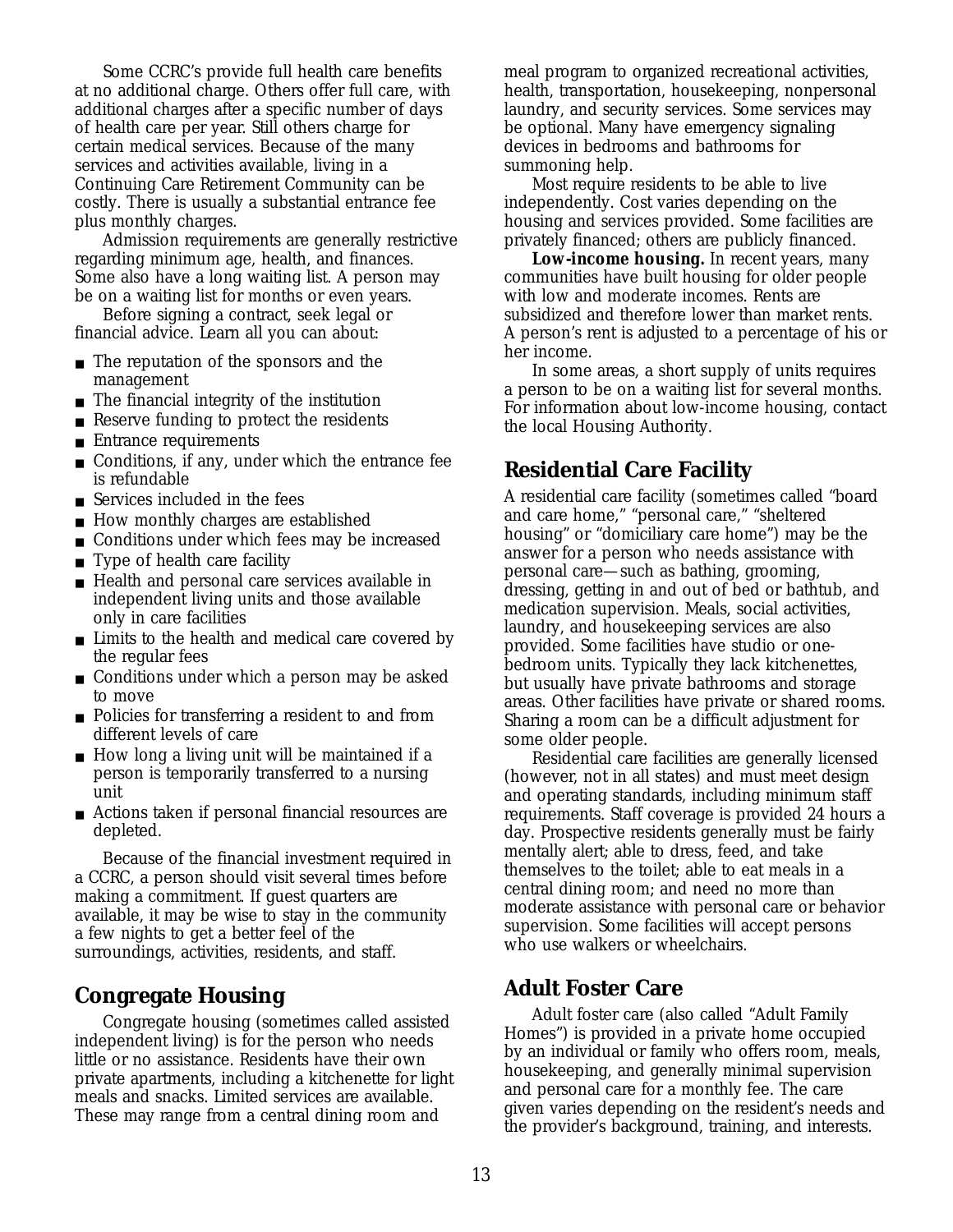Some CCRC's provide full health care benefits at no additional charge. Others offer full care, with additional charges after a specific number of days of health care per year. Still others charge for certain medical services. Because of the many services and activities available, living in a Continuing Care Retirement Community can be costly. There is usually a substantial entrance fee plus monthly charges.

Admission requirements are generally restrictive regarding minimum age, health, and finances. Some also have a long waiting list. A person may be on a waiting list for months or even years.

Before signing a contract, seek legal or financial advice. Learn all you can about:

- The reputation of the sponsors and the management
- The financial integrity of the institution
- Reserve funding to protect the residents
- Entrance requirements
- Conditions, if any, under which the entrance fee is refundable
- Services included in the fees
- How monthly charges are established
- Conditions under which fees may be increased
- Type of health care facility
- Health and personal care services available in independent living units and those available only in care facilities
- Limits to the health and medical care covered by the regular fees
- Conditions under which a person may be asked to move
- Policies for transferring a resident to and from different levels of care
- How long a living unit will be maintained if a person is temporarily transferred to a nursing unit
- Actions taken if personal financial resources are depleted.

Because of the financial investment required in a CCRC, a person should visit several times before making a commitment. If guest quarters are available, it may be wise to stay in the community a few nights to get a better feel of the surroundings, activities, residents, and staff.

## Congregate Housing

Congregate housing (sometimes called assisted independent living) is for the person who needs little or no assistance. Residents have their own private apartments, including a kitchenette for light meals and snacks. Limited services are available. These may range from a central dining room and meal program to organized recreational activities, health, transportation, housekeeping, nonpersonal laundry, and security services. Some services may be optional. Many have emergency signaling devices in bedrooms and bathrooms for summoning help.

Most require residents to be able to live independently. Cost varies depending on the housing and services provided. Some facilities are privately financed; others are publicly financed.

**Low-income housing.** In recent years, many communities have built housing for older people with low and moderate incomes. Rents are subsidized and therefore lower than market rents. A person's rent is adjusted to a percentage of his or her income.

In some areas, a short supply of units requires a person to be on a waiting list for several months. For information about low-income housing, contact the local Housing Authority.

## Residential Care Facility

A residential care facility (sometimes called "board and care home," "personal care," "sheltered housing" or "domiciliary care home") may be the answer for a person who needs assistance with personal care—such as bathing, grooming, dressing, getting in and out of bed or bathtub, and medication supervision. Meals, social activities, laundry, and housekeeping services are also provided. Some facilities have studio or one-bedroom units. Typically they lack kitchenettes, but usually have private bathrooms and storage areas. Other facilities have private or shared rooms. Sharing a room can be a difficult adjustment for some older people.

Residential care facilities are generally licensed (however, not in all states) and must meet design and operating standards, including minimum staff requirements. Staff coverage is provided 24 hours a day. Prospective residents generally must be fairly mentally alert; able to dress, feed, and take themselves to the toilet; able to eat meals in a central dining room; and need no more than moderate assistance with personal care or behavior supervision. Some facilities will accept persons who use walkers or wheelchairs.

## Adult Foster Care

Adult foster care (also called "Adult Family Homes") is provided in a private home occupied by an individual or family who offers room, meals, housekeeping, and generally minimal supervision and personal care for a monthly fee. The care given varies depending on the resident's needs and the provider's background, training, and interests.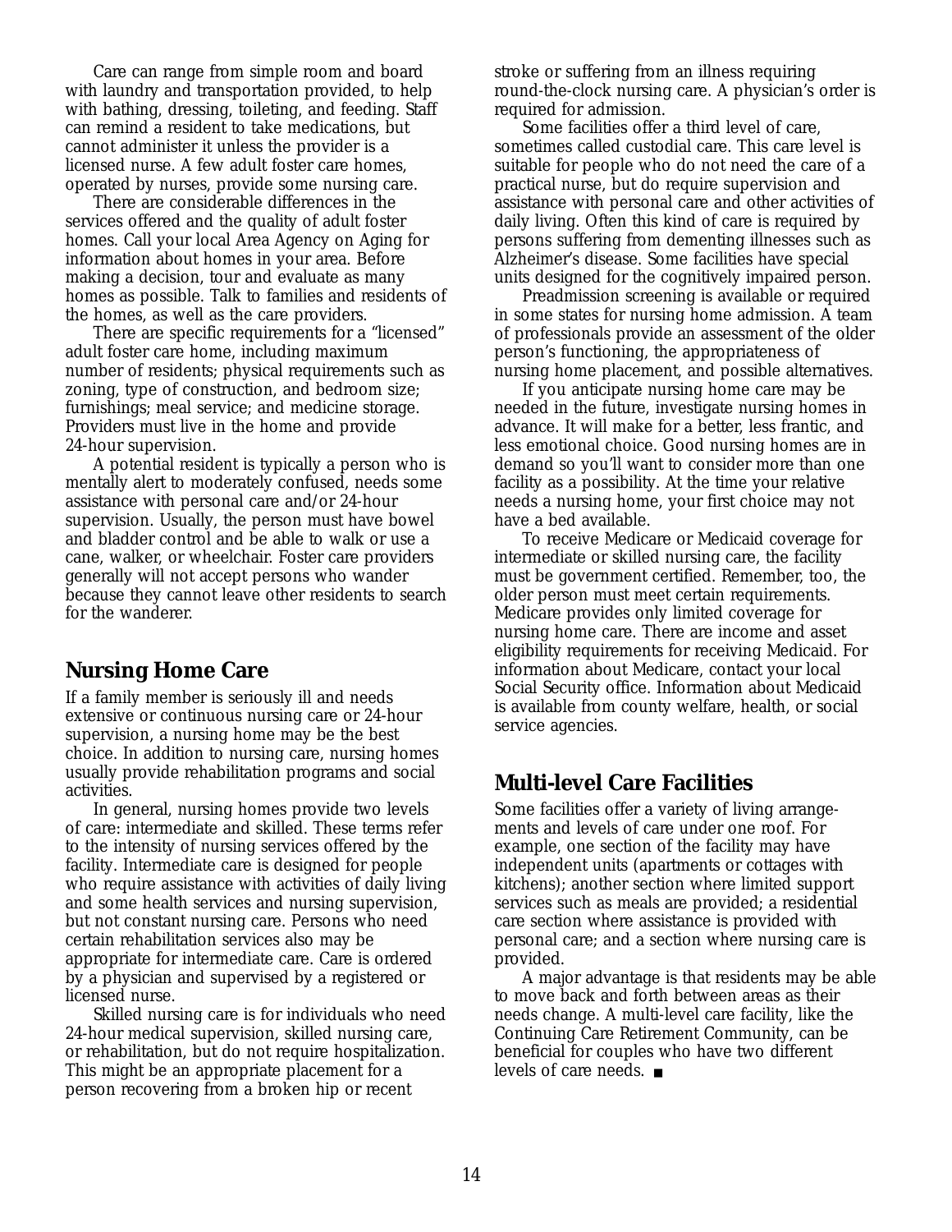Care can range from simple room and board with laundry and transportation provided, to help with bathing, dressing, toileting, and feeding. Staff can remind a resident to take medications, but cannot administer it unless the provider is a licensed nurse. A few adult foster care homes, operated by nurses, provide some nursing care.

There are considerable differences in the services offered and the quality of adult foster homes. Call your local Area Agency on Aging for information about homes in your area. Before making a decision, tour and evaluate as many homes as possible. Talk to families and residents of the homes, as well as the care providers.

There are specific requirements for a "licensed" adult foster care home, including maximum number of residents; physical requirements such as zoning, type of construction, and bedroom size; furnishings; meal service; and medicine storage. Providers must live in the home and provide 24-hour supervision.

A potential resident is typically a person who is mentally alert to moderately confused, needs some assistance with personal care and/or 24-hour supervision. Usually, the person must have bowel and bladder control and be able to walk or use a cane, walker, or wheelchair. Foster care providers generally will not accept persons who wander because they cannot leave other residents to search for the wanderer.

## Nursing Home Care

If a family member is seriously ill and needs extensive or continuous nursing care or 24-hour supervision, a nursing home may be the best choice. In addition to nursing care, nursing homes usually provide rehabilitation programs and social activities.

In general, nursing homes provide two levels of care: intermediate and skilled. These terms refer to the intensity of nursing services offered by the facility. Intermediate care is designed for people who require assistance with activities of daily living and some health services and nursing supervision, but not constant nursing care. Persons who need certain rehabilitation services also may be appropriate for intermediate care. Care is ordered by a physician and supervised by a registered or licensed nurse.

Skilled nursing care is for individuals who need 24-hour medical supervision, skilled nursing care, or rehabilitation, but do not require hospitalization. This might be an appropriate placement for a person recovering from a broken hip or recent stroke or suffering from an illness requiring round-the-clock nursing care. A physician's order is required for admission.

Some facilities offer a third level of care, sometimes called custodial care. This care level is suitable for people who do not need the care of a practical nurse, but do require supervision and assistance with personal care and other activities of daily living. Often this kind of care is required by persons suffering from dementing illnesses such as Alzheimer's disease. Some facilities have special units designed for the cognitively impaired person.

Preadmission screening is available or required in some states for nursing home admission. A team of professionals provide an assessment of the older person's functioning, the appropriateness of nursing home placement, and possible alternatives.

If you anticipate nursing home care may be needed in the future, investigate nursing homes in advance. It will make for a better, less frantic, and less emotional choice. Good nursing homes are in demand so you'll want to consider more than one facility as a possibility. At the time your relative needs a nursing home, your first choice may not have a bed available.

To receive Medicare or Medicaid coverage for intermediate or skilled nursing care, the facility must be government certified. Remember, too, the older person must meet certain requirements. Medicare provides only limited coverage for nursing home care. There are income and asset eligibility requirements for receiving Medicaid. For information about Medicare, contact your local Social Security office. Information about Medicaid is available from county welfare, health, or social service agencies.

## Multi-level Care Facilities

Some facilities offer a variety of living arrangements and levels of care under one roof. For example, one section of the facility may have independent units (apartments or cottages with kitchens); another section where limited support services such as meals are provided; a residential care section where assistance is provided with personal care; and a section where nursing care is provided.

A major advantage is that residents may be able to move back and forth between areas as their needs change. A multi-level care facility, like the Continuing Care Retirement Community, can be beneficial for couples who have two different levels of care needs. ■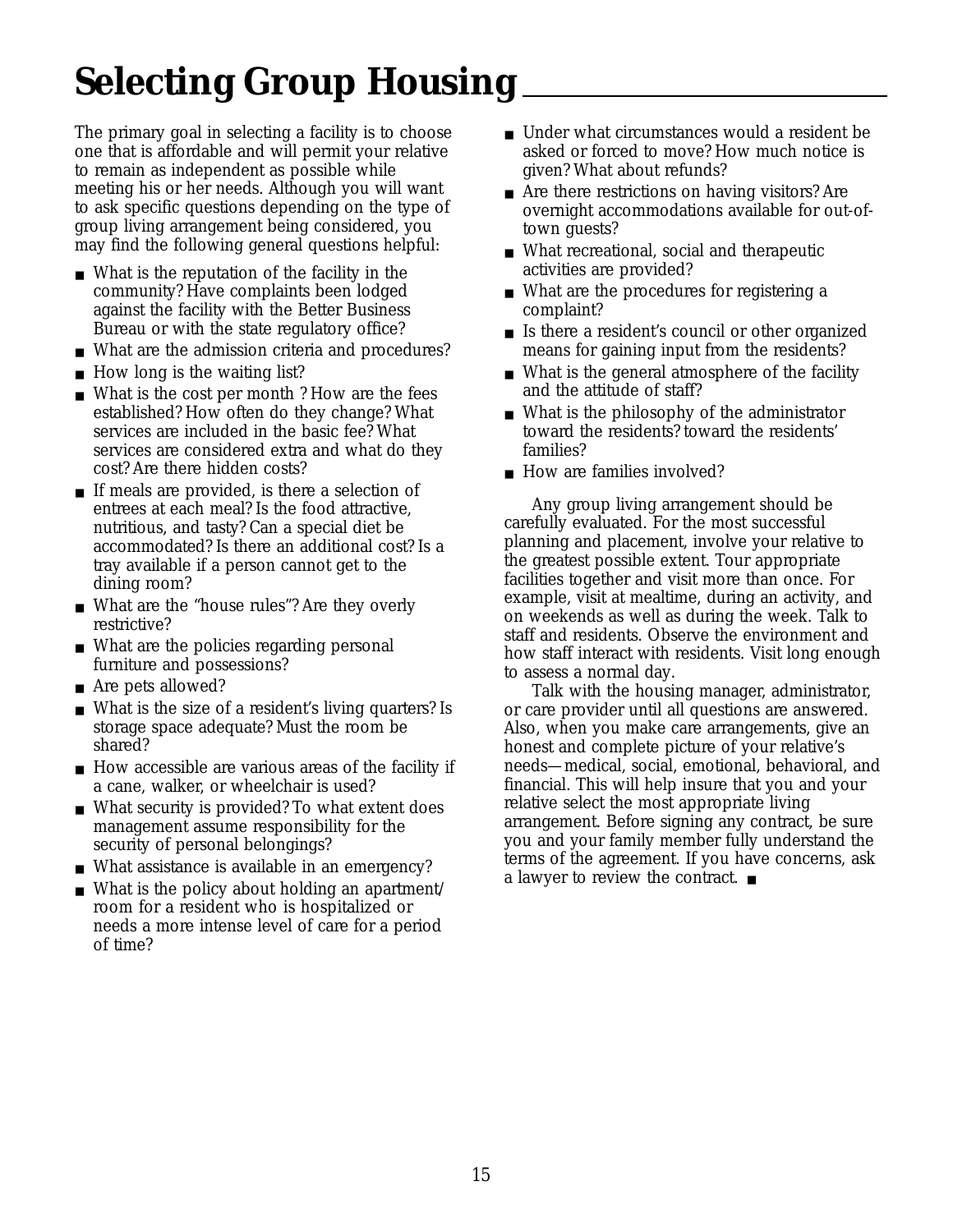# Selecting Group Housing

The primary goal in selecting a facility is to choose one that is affordable and will permit your relative to remain as independent as possible while meeting his or her needs. Although you will want to ask specific questions depending on the type of group living arrangement being considered, you may find the following general questions helpful:

- What is the reputation of the facility in the community? Have complaints been lodged against the facility with the Better Business Bureau or with the state regulatory office?
- What are the admission criteria and procedures?
- How long is the waiting list?
- What is the cost per month ? How are the fees established? How often do they change? What services are included in the basic fee? What services are considered extra and what do they cost? Are there hidden costs?
- If meals are provided, is there a selection of entrees at each meal? Is the food attractive, nutritious, and tasty? Can a special diet be accommodated? Is there an additional cost? Is a tray available if a person cannot get to the dining room?
- What are the "house rules"? Are they overly restrictive?
- What are the policies regarding personal furniture and possessions?
- Are pets allowed?
- What is the size of a resident's living quarters? Is storage space adequate? Must the room be shared?
- How accessible are various areas of the facility if a cane, walker, or wheelchair is used?
- What security is provided? To what extent does management assume responsibility for the security of personal belongings?
- What assistance is available in an emergency?
- What is the policy about holding an apartment/room for a resident who is hospitalized or needs a more intense level of care for a period of time?
- Under what circumstances would a resident be asked or forced to move? How much notice is given? What about refunds?
- Are there restrictions on having visitors? Are overnight accommodations available for out-of-town guests?
- What recreational, social and therapeutic activities are provided?
- What are the procedures for registering a complaint?
- Is there a resident's council or other organized means for gaining input from the residents?
- What is the general atmosphere of the facility and the attitude of staff?
- What is the philosophy of the administrator toward the residents? toward the residents' families?
- How are families involved?

Any group living arrangement should be carefully evaluated. For the most successful planning and placement, involve your relative to the greatest possible extent. Tour appropriate facilities together and visit more than once. For example, visit at mealtime, during an activity, and on weekends as well as during the week. Talk to staff and residents. Observe the environment and how staff interact with residents. Visit long enough to assess a normal day.

Talk with the housing manager, administrator, or care provider until all questions are answered. Also, when you make care arrangements, give an honest and complete picture of your relative's needs—medical, social, emotional, behavioral, and financial. This will help insure that you and your relative select the most appropriate living arrangement. Before signing any contract, be sure you and your family member fully understand the terms of the agreement. If you have concerns, ask a lawyer to review the contract. ■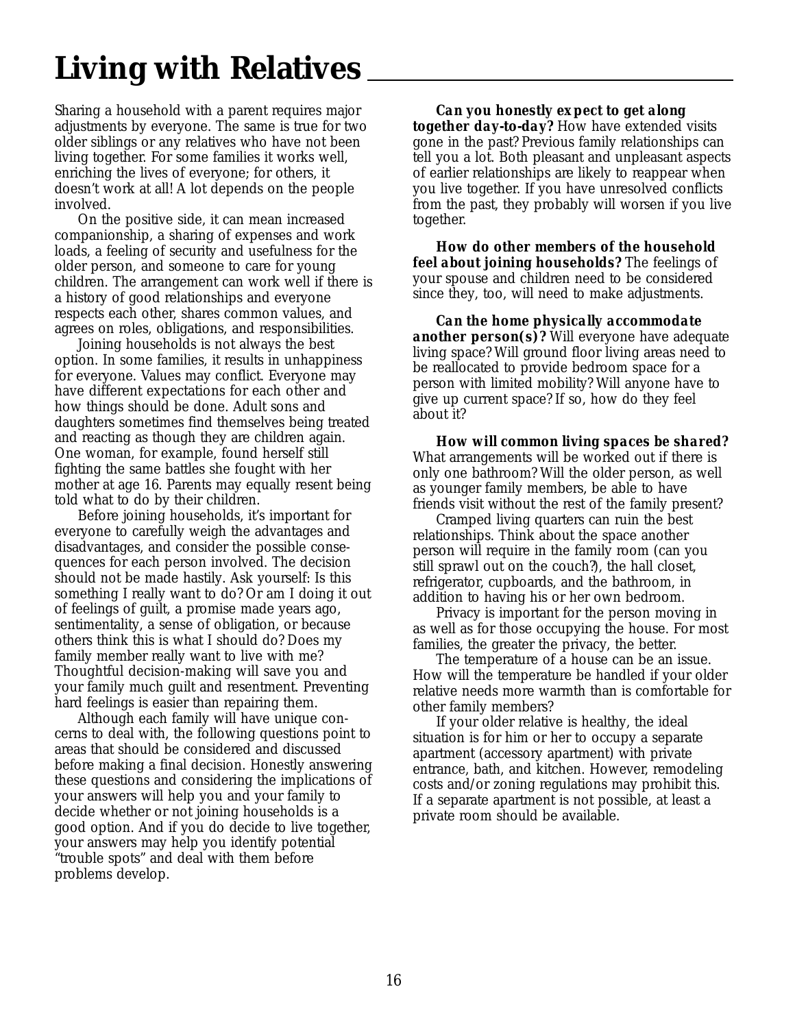# Living with Relatives

Sharing a household with a parent requires major adjustments by everyone. The same is true for two older siblings or any relatives who have not been living together. For some families it works well, enriching the lives of everyone; for others, it doesn't work at all! A lot depends on the people involved.

On the positive side, it can mean increased companionship, a sharing of expenses and work loads, a feeling of security and usefulness for the older person, and someone to care for young children. The arrangement can work well if there is a history of good relationships and everyone respects each other, shares common values, and agrees on roles, obligations, and responsibilities.

Joining households is not always the best option. In some families, it results in unhappiness for everyone. Values may conflict. Everyone may have different expectations for each other and how things should be done. Adult sons and daughters sometimes find themselves being treated and reacting as though they are children again. One woman, for example, found herself still fighting the same battles she fought with her mother at age 16. Parents may equally resent being told what to do by their children.

Before joining households, it's important for everyone to carefully weigh the advantages and disadvantages, and consider the possible consequences for each person involved. The decision should not be made hastily. Ask yourself: Is this something I really want to do? Or am I doing it out of feelings of guilt, a promise made years ago, sentimentality, a sense of obligation, or because others think this is what I should do? Does my family member really want to live with me? Thoughtful decision-making will save you and your family much guilt and resentment. Preventing hard feelings is easier than repairing them.

Although each family will have unique concerns to deal with, the following questions point to areas that should be considered and discussed before making a final decision. Honestly answering these questions and considering the implications of your answers will help you and your family to decide whether or not joining households is a good option. And if you do decide to live together, your answers may help you identify potential "trouble spots" and deal with them before problems develop.

**Can you honestly expect to get along together day-to-day?** How have extended visits gone in the past? Previous family relationships can tell you a lot. Both pleasant and unpleasant aspects of earlier relationships are likely to reappear when you live together. If you have unresolved conflicts from the past, they probably will worsen if you live together.

**How do other members of the household feel about joining households?** The feelings of your spouse and children need to be considered since they, too, will need to make adjustments.

**Can the home physically accommodate another person(s)?** Will everyone have adequate living space? Will ground floor living areas need to be reallocated to provide bedroom space for a person with limited mobility? Will anyone have to give up current space? If so, how do they feel about it?

**How will common living spaces be shared?** What arrangements will be worked out if there is only one bathroom? Will the older person, as well as younger family members, be able to have friends visit without the rest of the family present?

Cramped living quarters can ruin the best relationships. Think about the space another person will require in the family room (can you still sprawl out on the couch?), the hall closet, refrigerator, cupboards, and the bathroom, in addition to having his or her own bedroom.

Privacy is important for the person moving in as well as for those occupying the house. For most families, the greater the privacy, the better.

The temperature of a house can be an issue. How will the temperature be handled if your older relative needs more warmth than is comfortable for other family members?

If your older relative is healthy, the ideal situation is for him or her to occupy a separate apartment (accessory apartment) with private entrance, bath, and kitchen. However, remodeling costs and/or zoning regulations may prohibit this. If a separate apartment is not possible, at least a private room should be available.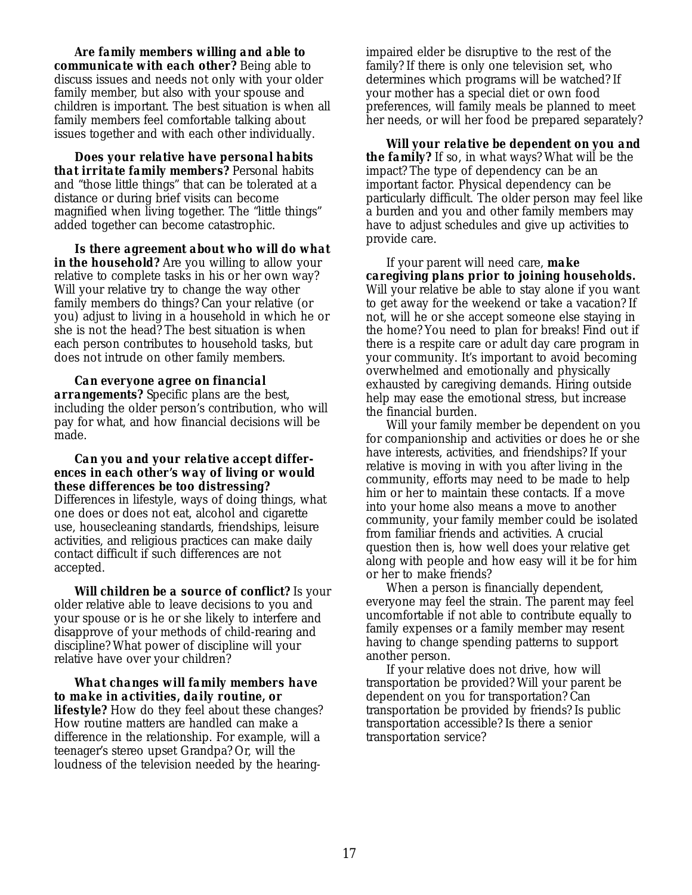**Are family members willing and able to communicate with each other?** Being able to discuss issues and needs not only with your older family member, but also with your spouse and children is important. The best situation is when all family members feel comfortable talking about issues together and with each other individually.

**Does your relative have personal habits that irritate family members?** Personal habits and "those little things" that can be tolerated at a distance or during brief visits can become magnified when living together. The "little things" added together can become catastrophic.

**Is there agreement about who will do what in the household?** Are you willing to allow your relative to complete tasks in his or her own way? Will your relative try to change the way other family members do things? Can your relative (or you) adjust to living in a household in which he or she is not the head? The best situation is when each person contributes to household tasks, but does not intrude on other family members.

**Can everyone agree on financial arrangements?** Specific plans are the best, including the older person's contribution, who will pay for what, and how financial decisions will be made.

**Can you and your relative accept differences in each other's way of living or would these differences be too distressing?** Differences in lifestyle, ways of doing things, what one does or does not eat, alcohol and cigarette use, housecleaning standards, friendships, leisure activities, and religious practices can make daily contact difficult if such differences are not accepted.

**Will children be a source of conflict?** Is your older relative able to leave decisions to you and your spouse or is he or she likely to interfere and disapprove of your methods of child-rearing and discipline? What power of discipline will your relative have over your children?

**What changes will family members have to make in activities, daily routine, or lifestyle?** How do they feel about these changes? How routine matters are handled can make a difference in the relationship. For example, will a teenager's stereo upset Grandpa? Or, will the loudness of the television needed by the hearing-impaired elder be disruptive to the rest of the family? If there is only one television set, who determines which programs will be watched? If your mother has a special diet or own food preferences, will family meals be planned to meet her needs, or will her food be prepared separately?

**Will your relative be dependent on you and the family?** If so, in what ways? What will be the impact? The type of dependency can be an important factor. Physical dependency can be particularly difficult. The older person may feel like a burden and you and other family members may have to adjust schedules and give up activities to provide care.

If your parent will need care, **make caregiving plans prior to joining households.** Will your relative be able to stay alone if you want to get away for the weekend or take a vacation? If not, will he or she accept someone else staying in the home? You need to plan for breaks! Find out if there is a respite care or adult day care program in your community. It's important to avoid becoming overwhelmed and emotionally and physically exhausted by caregiving demands. Hiring outside help may ease the emotional stress, but increase the financial burden.

Will your family member be dependent on you for companionship and activities or does he or she have interests, activities, and friendships? If your relative is moving in with you after living in the community, efforts may need to be made to help him or her to maintain these contacts. If a move into your home also means a move to another community, your family member could be isolated from familiar friends and activities. A crucial question then is, how well does your relative get along with people and how easy will it be for him or her to make friends?

When a person is financially dependent, everyone may feel the strain. The parent may feel uncomfortable if not able to contribute equally to family expenses or a family member may resent having to change spending patterns to support another person.

If your relative does not drive, how will transportation be provided? Will your parent be dependent on you for transportation? Can transportation be provided by friends? Is public transportation accessible? Is there a senior transportation service?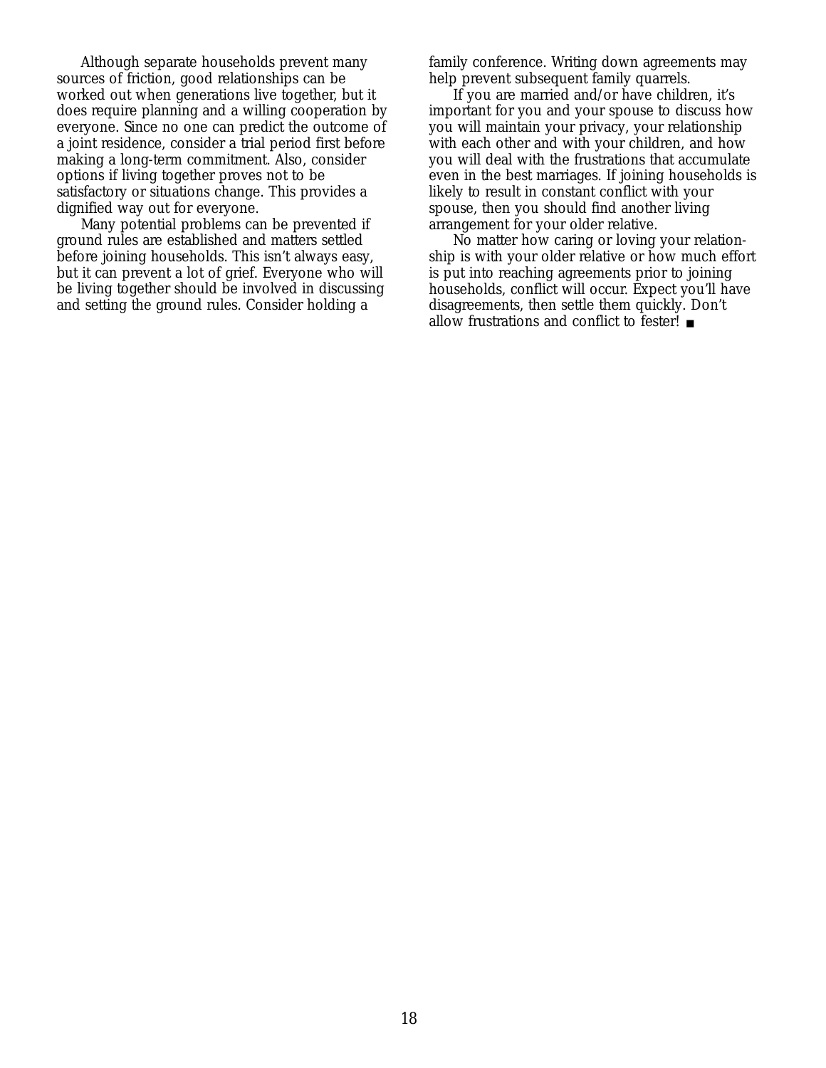Although separate households prevent many sources of friction, good relationships can be worked out when generations live together, but it does require planning and a willing cooperation by everyone. Since no one can predict the outcome of a joint residence, consider a trial period first before making a long-term commitment. Also, consider options if living together proves not to be satisfactory or situations change. This provides a dignified way out for everyone.

Many potential problems can be prevented if ground rules are established and matters settled before joining households. This isn't always easy, but it can prevent a lot of grief. Everyone who will be living together should be involved in discussing and setting the ground rules. Consider holding a family conference. Writing down agreements may help prevent subsequent family quarrels.

If you are married and/or have children, it's important for you and your spouse to discuss how you will maintain your privacy, your relationship with each other and with your children, and how you will deal with the frustrations that accumulate even in the best marriages. If joining households is likely to result in constant conflict with your spouse, then you should find another living arrangement for your older relative.

No matter how caring or loving your relationship is with your older relative or how much effort is put into reaching agreements prior to joining households, conflict will occur. Expect you'll have disagreements, then settle them quickly. Don't allow frustrations and conflict to fester! ■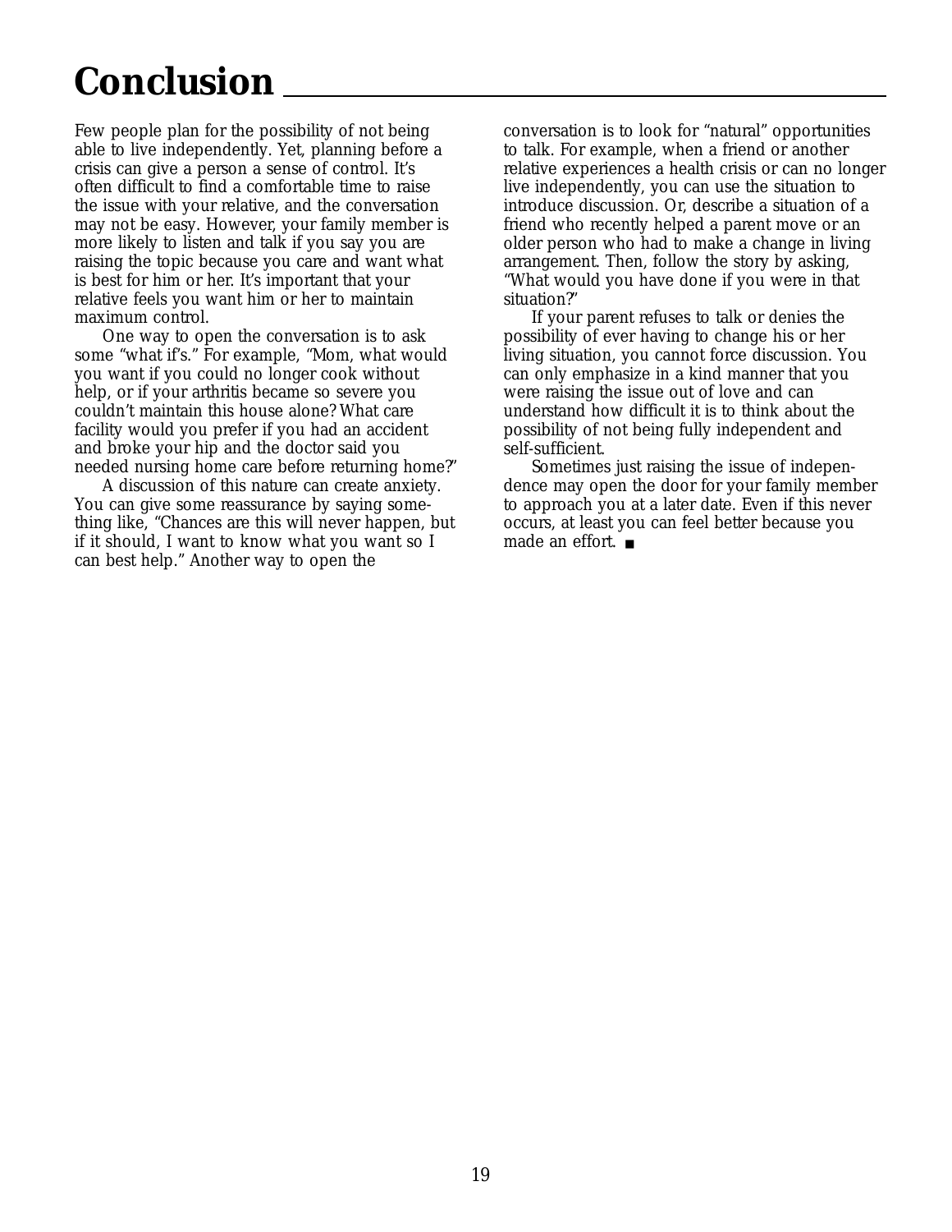# Conclusion

Few people plan for the possibility of not being able to live independently. Yet, planning before a crisis can give a person a sense of control. It's often difficult to find a comfortable time to raise the issue with your relative, and the conversation may not be easy. However, your family member is more likely to listen and talk if you say you are raising the topic because you care and want what is best for him or her. It's important that your relative feels you want him or her to maintain maximum control.

One way to open the conversation is to ask some "what if's." For example, "Mom, what would you want if you could no longer cook without help, or if your arthritis became so severe you couldn't maintain this house alone? What care facility would you prefer if you had an accident and broke your hip and the doctor said you needed nursing home care before returning home?"

A discussion of this nature can create anxiety. You can give some reassurance by saying something like, "Chances are this will never happen, but if it should, I want to know what you want so I can best help." Another way to open the conversation is to look for "natural" opportunities to talk. For example, when a friend or another relative experiences a health crisis or can no longer live independently, you can use the situation to introduce discussion. Or, describe a situation of a friend who recently helped a parent move or an older person who had to make a change in living arrangement. Then, follow the story by asking, "What would you have done if you were in that situation?"

If your parent refuses to talk or denies the possibility of ever having to change his or her living situation, you cannot force discussion. You can only emphasize in a kind manner that you were raising the issue out of love and can understand how difficult it is to think about the possibility of not being fully independent and self-sufficient.

Sometimes just raising the issue of independence may open the door for your family member to approach you at a later date. Even if this never occurs, at least you can feel better because you made an effort. ■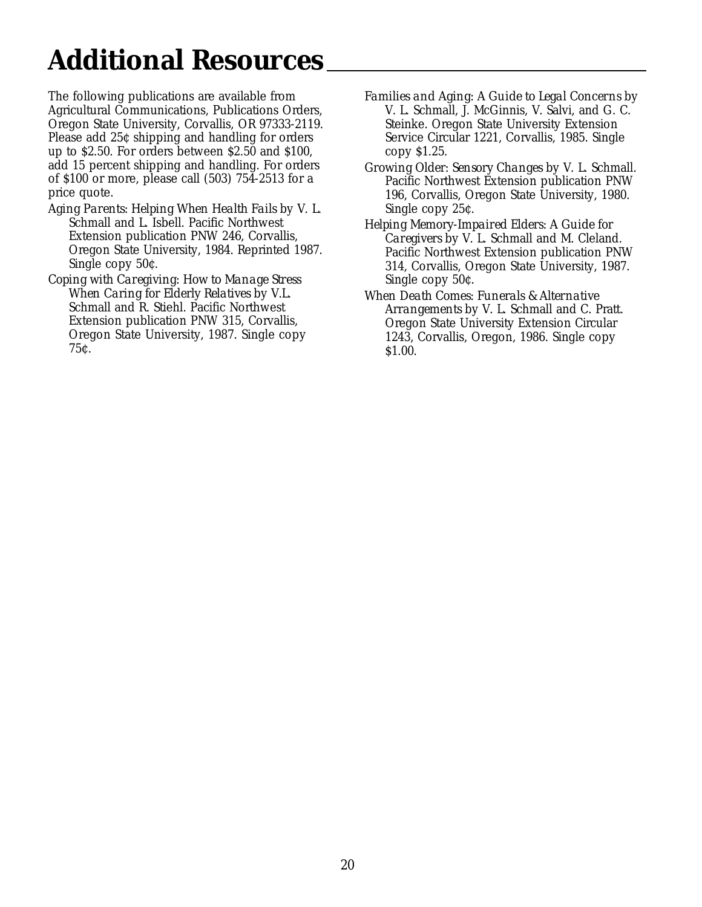# Additional Resources

The following publications are available from Agricultural Communications, Publications Orders, Oregon State University, Corvallis, OR 97333-2119. Please add 25¢ shipping and handling for orders up to $2.50. For orders between $2.50 and $100, add 15 percent shipping and handling. For orders of $100 or more, please call (503) 754-2513 for a price quote.

*Aging Parents: Helping When Health Fails* by V. L. Schmall and L. Isbell. Pacific Northwest Extension publication PNW 246, Corvallis, Oregon State University, 1984. Reprinted 1987. Single copy 50¢.

*Coping with Caregiving: How to Manage Stress When Caring for Elderly Relatives* by V.L. Schmall and R. Stiehl. Pacific Northwest Extension publication PNW 315, Corvallis, Oregon State University, 1987. Single copy 75¢.

*Families and Aging: A Guide to Legal Concerns* by V. L. Schmall, J. McGinnis, V. Salvi, and G. C. Steinke. Oregon State University Extension Service Circular 1221, Corvallis, 1985. Single copy $1.25.

*Growing Older: Sensory Changes* by V. L. Schmall. Pacific Northwest Extension publication PNW 196, Corvallis, Oregon State University, 1980. Single copy 25¢.

*Helping Memory-Impaired Elders: A Guide for Caregivers* by V. L. Schmall and M. Cleland. Pacific Northwest Extension publication PNW 314, Corvallis, Oregon State University, 1987. Single copy 50¢.

*When Death Comes: Funerals & Alternative Arrangements* by V. L. Schmall and C. Pratt. Oregon State University Extension Circular 1243, Corvallis, Oregon, 1986. Single copy $1.00.